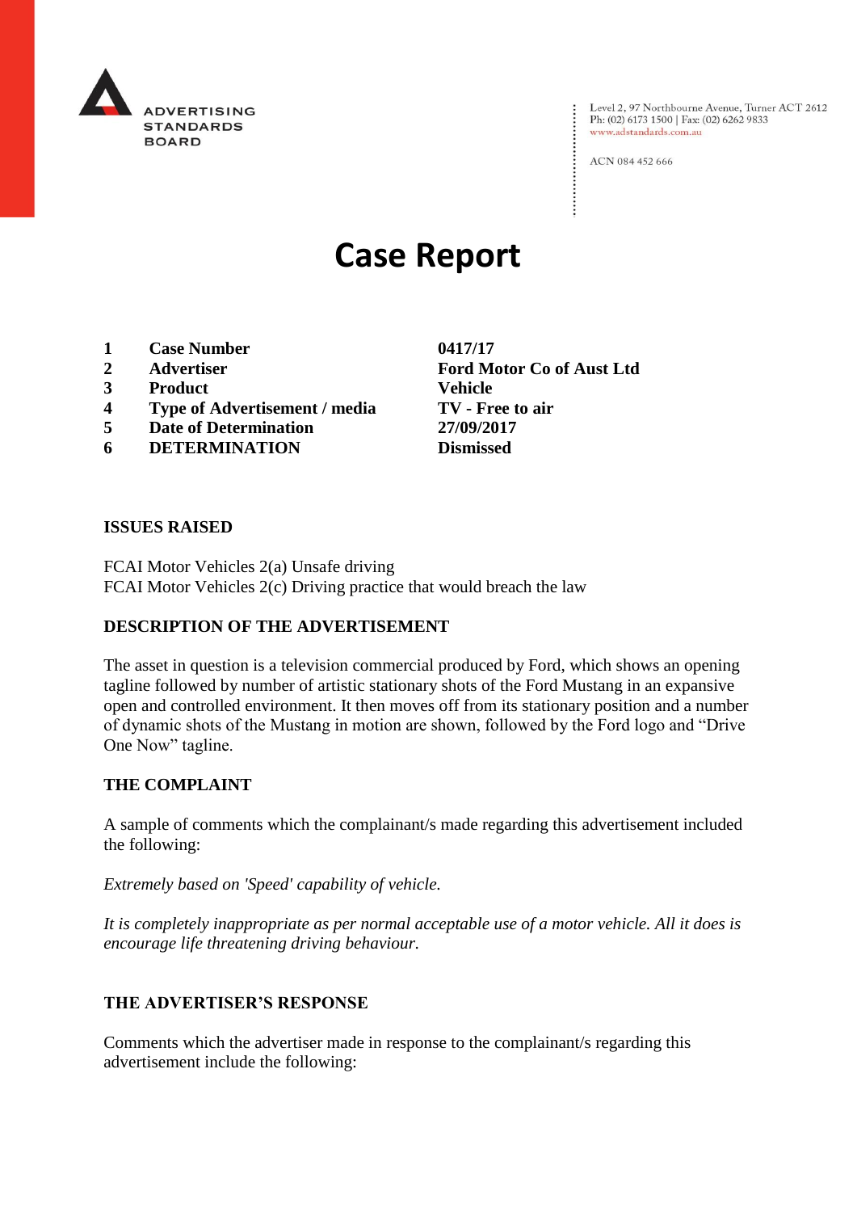ADVERTISING STANDARDS BOARD

Level 2, 97 Northbourne Avenue, Turner ACT 2612
Ph: (02) 6173 1500 | Fax: (02) 6262 9833
www.adstandards.com.au

ACN 084 452 666

# Case Report

| | | |
|---|---|---|
| **1** | **Case Number** | **0417/17** |
| **2** | **Advertiser** | **Ford Motor Co of Aust Ltd** |
| **3** | **Product** | **Vehicle** |
| **4** | **Type of Advertisement / media** | **TV - Free to air** |
| **5** | **Date of Determination** | **27/09/2017** |
| **6** | **DETERMINATION** | **Dismissed** |

## ISSUES RAISED

FCAI Motor Vehicles 2(a) Unsafe driving
FCAI Motor Vehicles 2(c) Driving practice that would breach the law

## DESCRIPTION OF THE ADVERTISEMENT

The asset in question is a television commercial produced by Ford, which shows an opening tagline followed by number of artistic stationary shots of the Ford Mustang in an expansive open and controlled environment. It then moves off from its stationary position and a number of dynamic shots of the Mustang in motion are shown, followed by the Ford logo and "Drive One Now" tagline.

## THE COMPLAINT

A sample of comments which the complainant/s made regarding this advertisement included the following:

*Extremely based on 'Speed' capability of vehicle.*

*It is completely inappropriate as per normal acceptable use of a motor vehicle. All it does is encourage life threatening driving behaviour.*

## THE ADVERTISER'S RESPONSE

Comments which the advertiser made in response to the complainant/s regarding this advertisement include the following: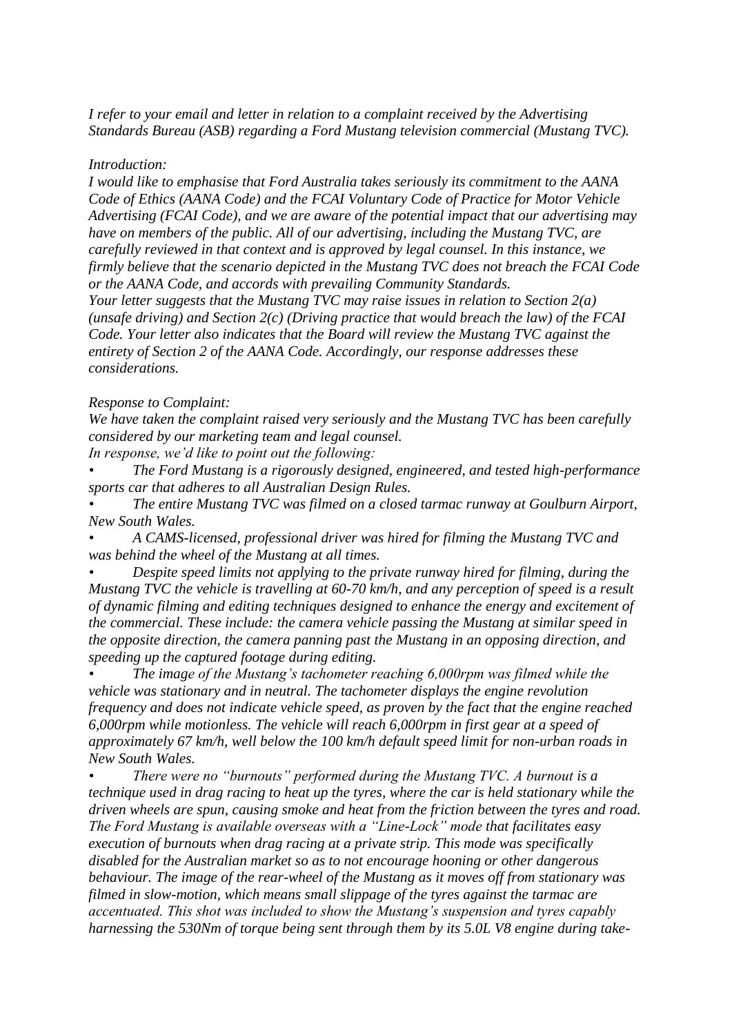*I refer to your email and letter in relation to a complaint received by the Advertising Standards Bureau (ASB) regarding a Ford Mustang television commercial (Mustang TVC).*

*Introduction:*

*I would like to emphasise that Ford Australia takes seriously its commitment to the AANA Code of Ethics (AANA Code) and the FCAI Voluntary Code of Practice for Motor Vehicle Advertising (FCAI Code), and we are aware of the potential impact that our advertising may have on members of the public. All of our advertising, including the Mustang TVC, are carefully reviewed in that context and is approved by legal counsel. In this instance, we firmly believe that the scenario depicted in the Mustang TVC does not breach the FCAI Code or the AANA Code, and accords with prevailing Community Standards.*

*Your letter suggests that the Mustang TVC may raise issues in relation to Section 2(a) (unsafe driving) and Section 2(c) (Driving practice that would breach the law) of the FCAI Code. Your letter also indicates that the Board will review the Mustang TVC against the entirety of Section 2 of the AANA Code. Accordingly, our response addresses these considerations.*

*Response to Complaint:*

*We have taken the complaint raised very seriously and the Mustang TVC has been carefully considered by our marketing team and legal counsel.*

*In response, we'd like to point out the following:*

- *The Ford Mustang is a rigorously designed, engineered, and tested high-performance sports car that adheres to all Australian Design Rules.*
- *The entire Mustang TVC was filmed on a closed tarmac runway at Goulburn Airport, New South Wales.*
- *A CAMS-licensed, professional driver was hired for filming the Mustang TVC and was behind the wheel of the Mustang at all times.*
- *Despite speed limits not applying to the private runway hired for filming, during the Mustang TVC the vehicle is travelling at 60-70 km/h, and any perception of speed is a result of dynamic filming and editing techniques designed to enhance the energy and excitement of the commercial. These include: the camera vehicle passing the Mustang at similar speed in the opposite direction, the camera panning past the Mustang in an opposing direction, and speeding up the captured footage during editing.*
- *The image of the Mustang's tachometer reaching 6,000rpm was filmed while the vehicle was stationary and in neutral. The tachometer displays the engine revolution frequency and does not indicate vehicle speed, as proven by the fact that the engine reached 6,000rpm while motionless. The vehicle will reach 6,000rpm in first gear at a speed of approximately 67 km/h, well below the 100 km/h default speed limit for non-urban roads in New South Wales.*
- *There were no "burnouts" performed during the Mustang TVC. A burnout is a technique used in drag racing to heat up the tyres, where the car is held stationary while the driven wheels are spun, causing smoke and heat from the friction between the tyres and road. The Ford Mustang is available overseas with a "Line-Lock" mode that facilitates easy execution of burnouts when drag racing at a private strip. This mode was specifically disabled for the Australian market so as to not encourage hooning or other dangerous behaviour. The image of the rear-wheel of the Mustang as it moves off from stationary was filmed in slow-motion, which means small slippage of the tyres against the tarmac are accentuated. This shot was included to show the Mustang's suspension and tyres capably harnessing the 530Nm of torque being sent through them by its 5.0L V8 engine during take-*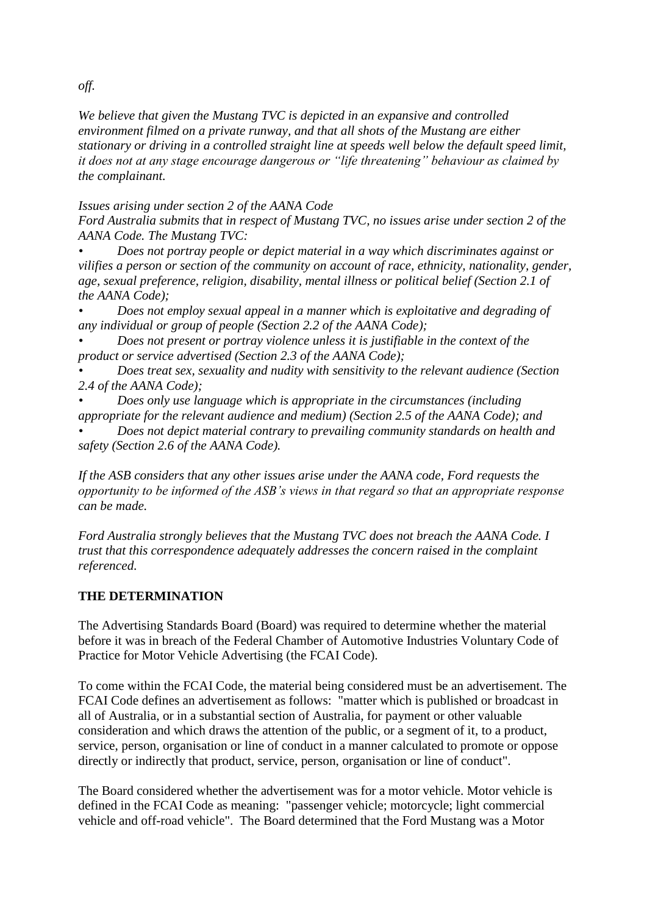*off.*

*We believe that given the Mustang TVC is depicted in an expansive and controlled environment filmed on a private runway, and that all shots of the Mustang are either stationary or driving in a controlled straight line at speeds well below the default speed limit, it does not at any stage encourage dangerous or "life threatening" behaviour as claimed by the complainant.*

*Issues arising under section 2 of the AANA Code*
*Ford Australia submits that in respect of Mustang TVC, no issues arise under section 2 of the AANA Code. The Mustang TVC:*

- *Does not portray people or depict material in a way which discriminates against or vilifies a person or section of the community on account of race, ethnicity, nationality, gender, age, sexual preference, religion, disability, mental illness or political belief (Section 2.1 of the AANA Code);*
- *Does not employ sexual appeal in a manner which is exploitative and degrading of any individual or group of people (Section 2.2 of the AANA Code);*
- *Does not present or portray violence unless it is justifiable in the context of the product or service advertised (Section 2.3 of the AANA Code);*
- *Does treat sex, sexuality and nudity with sensitivity to the relevant audience (Section 2.4 of the AANA Code);*
- *Does only use language which is appropriate in the circumstances (including appropriate for the relevant audience and medium) (Section 2.5 of the AANA Code); and*
- *Does not depict material contrary to prevailing community standards on health and safety (Section 2.6 of the AANA Code).*

*If the ASB considers that any other issues arise under the AANA code, Ford requests the opportunity to be informed of the ASB's views in that regard so that an appropriate response can be made.*

*Ford Australia strongly believes that the Mustang TVC does not breach the AANA Code. I trust that this correspondence adequately addresses the concern raised in the complaint referenced.*

**THE DETERMINATION**

The Advertising Standards Board (Board) was required to determine whether the material before it was in breach of the Federal Chamber of Automotive Industries Voluntary Code of Practice for Motor Vehicle Advertising (the FCAI Code).

To come within the FCAI Code, the material being considered must be an advertisement. The FCAI Code defines an advertisement as follows: "matter which is published or broadcast in all of Australia, or in a substantial section of Australia, for payment or other valuable consideration and which draws the attention of the public, or a segment of it, to a product, service, person, organisation or line of conduct in a manner calculated to promote or oppose directly or indirectly that product, service, person, organisation or line of conduct".

The Board considered whether the advertisement was for a motor vehicle. Motor vehicle is defined in the FCAI Code as meaning: "passenger vehicle; motorcycle; light commercial vehicle and off-road vehicle". The Board determined that the Ford Mustang was a Motor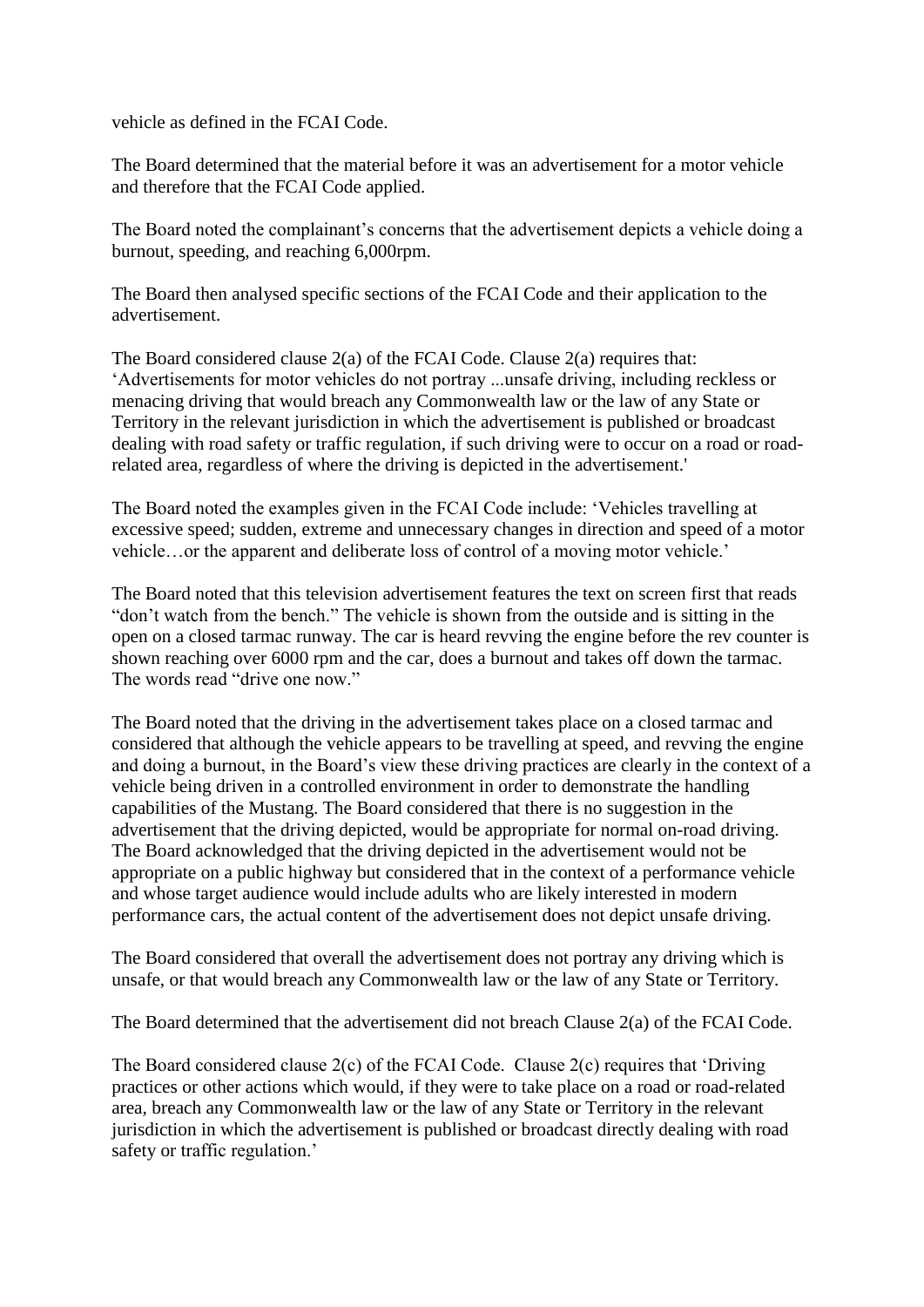vehicle as defined in the FCAI Code.

The Board determined that the material before it was an advertisement for a motor vehicle and therefore that the FCAI Code applied.

The Board noted the complainant's concerns that the advertisement depicts a vehicle doing a burnout, speeding, and reaching 6,000rpm.

The Board then analysed specific sections of the FCAI Code and their application to the advertisement.

The Board considered clause 2(a) of the FCAI Code. Clause 2(a) requires that: 'Advertisements for motor vehicles do not portray ...unsafe driving, including reckless or menacing driving that would breach any Commonwealth law or the law of any State or Territory in the relevant jurisdiction in which the advertisement is published or broadcast dealing with road safety or traffic regulation, if such driving were to occur on a road or road-related area, regardless of where the driving is depicted in the advertisement.'

The Board noted the examples given in the FCAI Code include: 'Vehicles travelling at excessive speed; sudden, extreme and unnecessary changes in direction and speed of a motor vehicle…or the apparent and deliberate loss of control of a moving motor vehicle.'

The Board noted that this television advertisement features the text on screen first that reads "don't watch from the bench." The vehicle is shown from the outside and is sitting in the open on a closed tarmac runway. The car is heard revving the engine before the rev counter is shown reaching over 6000 rpm and the car, does a burnout and takes off down the tarmac. The words read "drive one now."

The Board noted that the driving in the advertisement takes place on a closed tarmac and considered that although the vehicle appears to be travelling at speed, and revving the engine and doing a burnout, in the Board's view these driving practices are clearly in the context of a vehicle being driven in a controlled environment in order to demonstrate the handling capabilities of the Mustang. The Board considered that there is no suggestion in the advertisement that the driving depicted, would be appropriate for normal on-road driving. The Board acknowledged that the driving depicted in the advertisement would not be appropriate on a public highway but considered that in the context of a performance vehicle and whose target audience would include adults who are likely interested in modern performance cars, the actual content of the advertisement does not depict unsafe driving.

The Board considered that overall the advertisement does not portray any driving which is unsafe, or that would breach any Commonwealth law or the law of any State or Territory.

The Board determined that the advertisement did not breach Clause 2(a) of the FCAI Code.

The Board considered clause 2(c) of the FCAI Code. Clause 2(c) requires that 'Driving practices or other actions which would, if they were to take place on a road or road-related area, breach any Commonwealth law or the law of any State or Territory in the relevant jurisdiction in which the advertisement is published or broadcast directly dealing with road safety or traffic regulation.'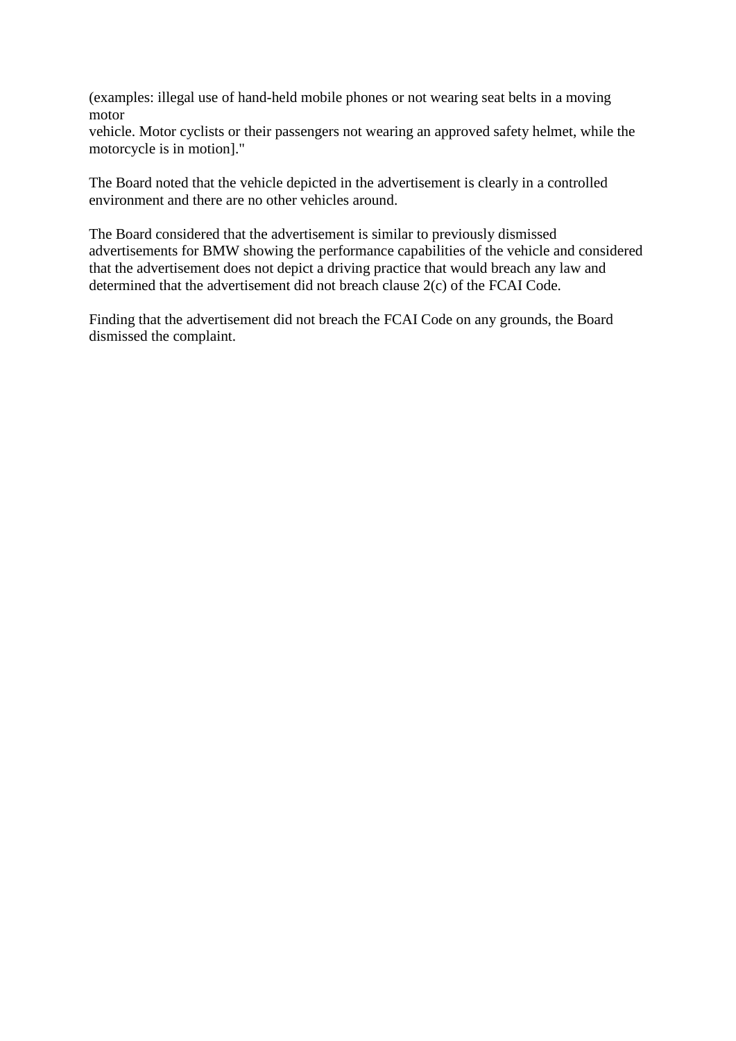(examples: illegal use of hand-held mobile phones or not wearing seat belts in a moving motor vehicle. Motor cyclists or their passengers not wearing an approved safety helmet, while the motorcycle is in motion]."

The Board noted that the vehicle depicted in the advertisement is clearly in a controlled environment and there are no other vehicles around.

The Board considered that the advertisement is similar to previously dismissed advertisements for BMW showing the performance capabilities of the vehicle and considered that the advertisement does not depict a driving practice that would breach any law and determined that the advertisement did not breach clause 2(c) of the FCAI Code.

Finding that the advertisement did not breach the FCAI Code on any grounds, the Board dismissed the complaint.